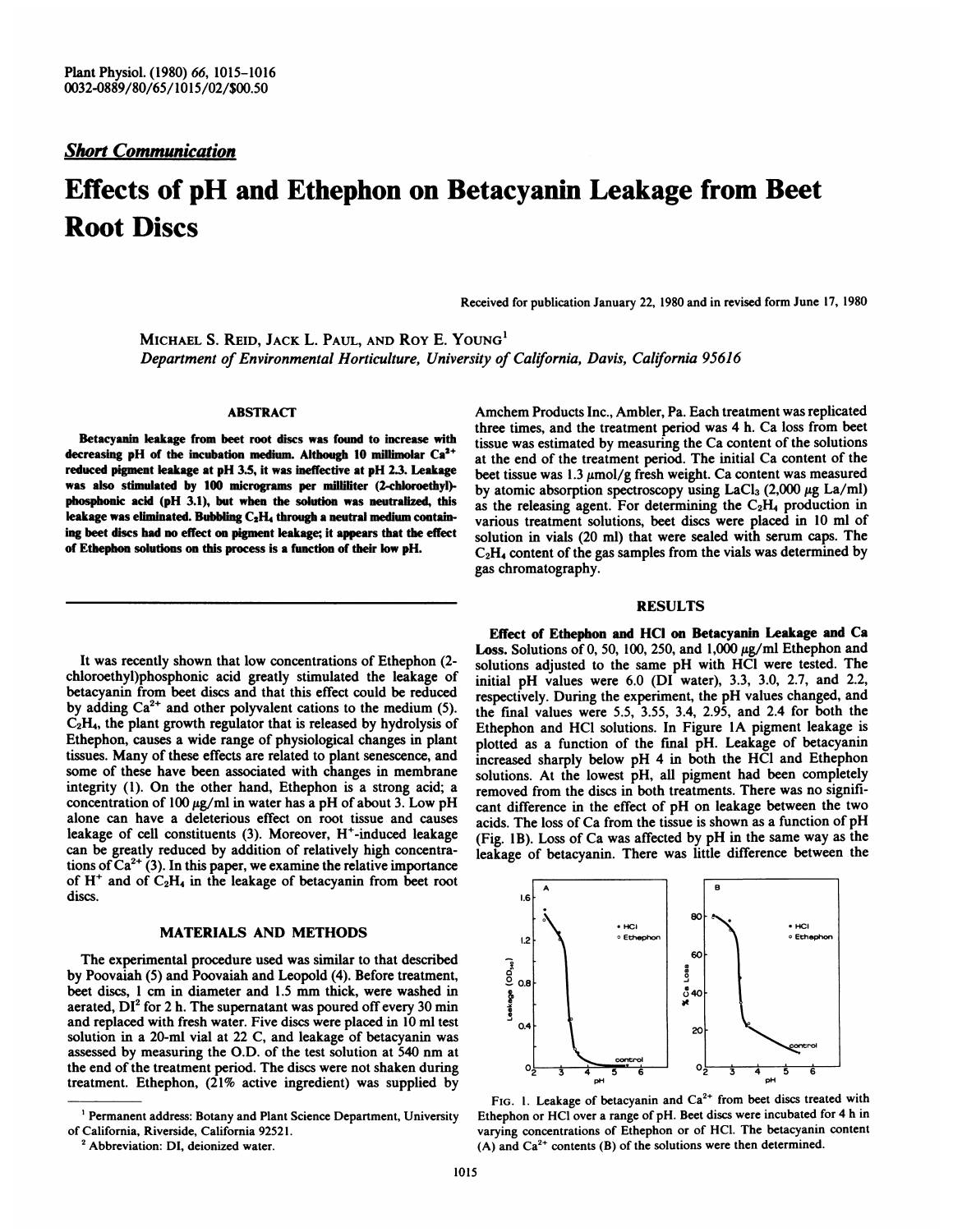*Short Communication*

# Effects of pH and Ethephon on Betacyanin Leakage from Beet Root Discs

Received for publication January 22, 1980 and in revised form June 17, 1980

MICHAEL S. REID, JACK L. PAUL, AND ROY E. YOUNG[1]

*Department of Environmental Horticulture, University of California, Davis, California 95616*

## ABSTRACT

**Betacyanin leakage from beet root discs was found to increase with decreasing pH of the incubation medium. Although 10 millimolar $Ca^{2+}$ reduced pigment leakage at pH 3.5, it was ineffective at pH 2.3. Leakage was also stimulated by 100 micrograms per milliliter (2-chloroethyl)-phosphonic acid (pH 3.1), but when the solution was neutralized, this leakage was eliminated. Bubbling $C_2H_4$ through a neutral medium containing beet discs had no effect on pigment leakage; it appears that the effect of Ethephon solutions on this process is a function of their low pH.**

It was recently shown that low concentrations of Ethephon (2-chloroethyl)phosphonic acid greatly stimulated the leakage of betacyanin from beet discs and that this effect could be reduced by adding $Ca^{2+}$ and other polyvalent cations to the medium (5). $C_2H_4$, the plant growth regulator that is released by hydrolysis of Ethephon, causes a wide range of physiological changes in plant tissues. Many of these effects are related to plant senescence, and some of these have been associated with changes in membrane integrity (1). On the other hand, Ethephon is a strong acid; a concentration of 100 μg/ml in water has a pH of about 3. Low pH alone can have a deleterious effect on root tissue and causes leakage of cell constituents (3). Moreover, $H^+$-induced leakage can be greatly reduced by addition of relatively high concentrations of $Ca^{2+}$ (3). In this paper, we examine the relative importance of $H^+$ and of $C_2H_4$ in the leakage of betacyanin from beet root discs.

## MATERIALS AND METHODS

The experimental procedure used was similar to that described by Poovaiah (5) and Poovaiah and Leopold (4). Before treatment, beet discs, 1 cm in diameter and 1.5 mm thick, were washed in aerated, DI[2] for 2 h. The supernatant was poured off every 30 min and replaced with fresh water. Five discs were placed in 10 ml test solution in a 20-ml vial at 22 C, and leakage of betacyanin was assessed by measuring the O.D. of the test solution at 540 nm at the end of the treatment period. The discs were not shaken during treatment. Ethephon, (21% active ingredient) was supplied by Amchem Products Inc., Ambler, Pa. Each treatment was replicated three times, and the treatment period was 4 h. Ca loss from beet tissue was estimated by measuring the Ca content of the solutions at the end of the treatment period. The initial Ca content of the beet tissue was 1.3 μmol/g fresh weight. Ca content was measured by atomic absorption spectroscopy using $LaCl_3$ (2,000 μg La/ml) as the releasing agent. For determining the $C_2H_4$ production in various treatment solutions, beet discs were placed in 10 ml of solution in vials (20 ml) that were sealed with serum caps. The $C_2H_4$ content of the gas samples from the vials was determined by gas chromatography.

## RESULTS

**Effect of Ethephon and HCl on Betacyanin Leakage and Ca Loss.** Solutions of 0, 50, 100, 250, and 1,000 μg/ml Ethephon and solutions adjusted to the same pH with HCl were tested. The initial pH values were 6.0 (DI water), 3.3, 3.0, 2.7, and 2.2, respectively. During the experiment, the pH values changed, and the final values were 5.5, 3.55, 3.4, 2.95, and 2.4 for both the Ethephon and HCl solutions. In Figure 1A pigment leakage is plotted as a function of the final pH. Leakage of betacyanin increased sharply below pH 4 in both the HCl and Ethephon solutions. At the lowest pH, all pigment had been completely removed from the discs in both treatments. There was no significant difference in the effect of pH on leakage between the two acids. The loss of Ca from the tissue is shown as a function of pH (Fig. 1B). Loss of Ca was affected by pH in the same way as the leakage of betacyanin. There was little difference between the

FIG. 1. Leakage of betacyanin and $Ca^{2+}$ from beet discs treated with Ethephon or HCl over a range of pH. Beet discs were incubated for 4 h in varying concentrations of Ethephon or of HCl. The betacyanin content (A) and $Ca^{2+}$ contents (B) of the solutions were then determined.

[1] Permanent address: Botany and Plant Science Department, University of California, Riverside, California 92521.

[2] Abbreviation: DI, deionized water.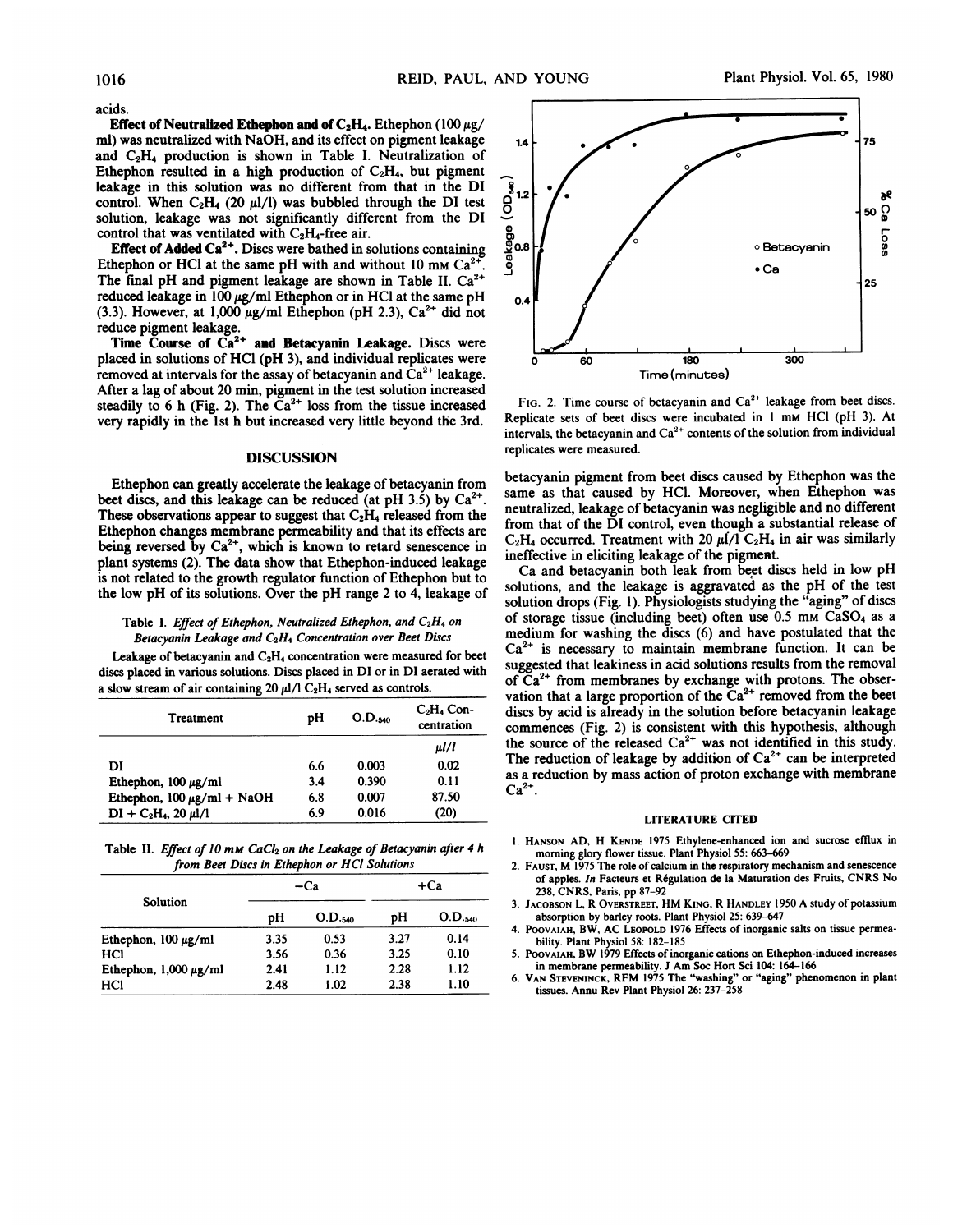acids.

**Effect of Neutralized Ethephon and of $C_2H_4$.** Ethephon (100 μg/ml) was neutralized with NaOH, and its effect on pigment leakage and $C_2H_4$ production is shown in Table I. Neutralization of Ethephon resulted in a high production of $C_2H_4$, but pigment leakage in this solution was no different from that in the DI control. When $C_2H_4$ (20 μl/l) was bubbled through the DI test solution, leakage was not significantly different from the DI control that was ventilated with $C_2H_4$-free air.

**Effect of Added $Ca^{2+}$.** Discs were bathed in solutions containing Ethephon or HCl at the same pH with and without 10 mM $Ca^{2+}$. The final pH and pigment leakage are shown in Table II. $Ca^{2+}$ reduced leakage in 100 μg/ml Ethephon or in HCl at the same pH (3.3). However, at 1,000 μg/ml Ethephon (pH 2.3), $Ca^{2+}$ did not reduce pigment leakage.

**Time Course of $Ca^{2+}$ and Betacyanin Leakage.** Discs were placed in solutions of HCl (pH 3), and individual replicates were removed at intervals for the assay of betacyanin and $Ca^{2+}$ leakage. After a lag of about 20 min, pigment in the test solution increased steadily to 6 h (Fig. 2). The $Ca^{2+}$ loss from the tissue increased very rapidly in the 1st h but increased very little beyond the 3rd.

## DISCUSSION

Ethephon can greatly accelerate the leakage of betacyanin from beet discs, and this leakage can be reduced (at pH 3.5) by $Ca^{2+}$. These observations appear to suggest that $C_2H_4$ released from the Ethephon changes membrane permeability and that its effects are being reversed by $Ca^{2+}$, which is known to retard senescence in plant systems (2). The data show that Ethephon-induced leakage is not related to the growth regulator function of Ethephon but to the low pH of its solutions. Over the pH range 2 to 4, leakage of betacyanin pigment from beet discs caused by Ethephon was the same as that caused by HCl. Moreover, when Ethephon was neutralized, leakage of betacyanin was negligible and no different from that of the DI control, even though a substantial release of $C_2H_4$ occurred. Treatment with 20 μl/l $C_2H_4$ in air was similarly ineffective in eliciting leakage of the pigment.

Ca and betacyanin both leak from beet discs held in low pH solutions, and the leakage is aggravated as the pH of the test solution drops (Fig. 1). Physiologists studying the "aging" of discs of storage tissue (including beet) often use 0.5 mM $CaSO_4$ as a medium for washing the discs (6) and have postulated that the $Ca^{2+}$ is necessary to maintain membrane function. It can be suggested that leakiness in acid solutions results from the removal of $Ca^{2+}$ from membranes by exchange with protons. The observation that a large proportion of the $Ca^{2+}$ removed from the beet discs by acid is already in the solution before betacyanin leakage commences (Fig. 2) is consistent with this hypothesis, although the source of the released $Ca^{2+}$ was not identified in this study. The reduction of leakage by addition of $Ca^{2+}$ can be interpreted as a reduction by mass action of proton exchange with membrane $Ca^{2+}$.

Table I. *Effect of Ethephon, Neutralized Ethephon, and $C_2H_4$ on Betacyanin Leakage and $C_2H_4$ Concentration over Beet Discs*

Leakage of betacyanin and $C_2H_4$ concentration were measured for beet discs placed in various solutions. Discs placed in DI or in DI aerated with a slow stream of air containing 20 μl/l $C_2H_4$ served as controls.

| Treatment | pH | O.D.$_{540}$ | $C_2H_4$ Concentration |
|---|---|---|---|
| | | | μl/l |
| DI | 6.6 | 0.003 | 0.02 |
| Ethephon, 100 μg/ml | 3.4 | 0.390 | 0.11 |
| Ethephon, 100 μg/ml + NaOH | 6.8 | 0.007 | 87.50 |
| DI + $C_2H_4$, 20 μl/l | 6.9 | 0.016 | (20) |

Table II. *Effect of 10 mM $CaCl_2$ on the Leakage of Betacyanin after 4 h from Beet Discs in Ethephon or HCl Solutions*

| Solution | −Ca | | +Ca | |
|---|---|---|---|---|
| | pH | O.D.$_{540}$ | pH | O.D.$_{540}$ |
| Ethephon, 100 μg/ml | 3.35 | 0.53 | 3.27 | 0.14 |
| HCl | 3.56 | 0.36 | 3.25 | 0.10 |
| Ethephon, 1,000 μg/ml | 2.41 | 1.12 | 2.28 | 1.12 |
| HCl | 2.48 | 1.02 | 2.38 | 1.10 |

Leakage (OD$_{540}$)
0.4
0.8
1.2
1.4
% Ca Loss
25
50
75
○ Betacyanin
• Ca
0
60
180
300
Time (minutes)

FIG. 2. Time course of betacyanin and $Ca^{2+}$ leakage from beet discs. Replicate sets of beet discs were incubated in 1 mM HCl (pH 3). At intervals, the betacyanin and $Ca^{2+}$ contents of the solution from individual replicates were measured.

## LITERATURE CITED

1. HANSON AD, H KENDE 1975 Ethylene-enhanced ion and sucrose efflux in morning glory flower tissue. Plant Physiol 55: 663–669
2. FAUST, M 1975 The role of calcium in the respiratory mechanism and senescence of apples. *In* Facteurs et Régulation de la Maturation des Fruits, CNRS No 238, CNRS, Paris, pp 87–92
3. JACOBSON L, R OVERSTREET, HM KING, R HANDLEY 1950 A study of potassium absorption by barley roots. Plant Physiol 25: 639–647
4. POOVAIAH, BW, AC LEOPOLD 1976 Effects of inorganic salts on tissue permeability. Plant Physiol 58: 182–185
5. POOVAIAH, BW 1979 Effects of inorganic cations on Ethephon-induced increases in membrane permeability. J Am Soc Hort Sci 104: 164–166
6. VAN STEVENINCK, RFM 1975 The "washing" or "aging" phenomenon in plant tissues. Annu Rev Plant Physiol 26: 237–258